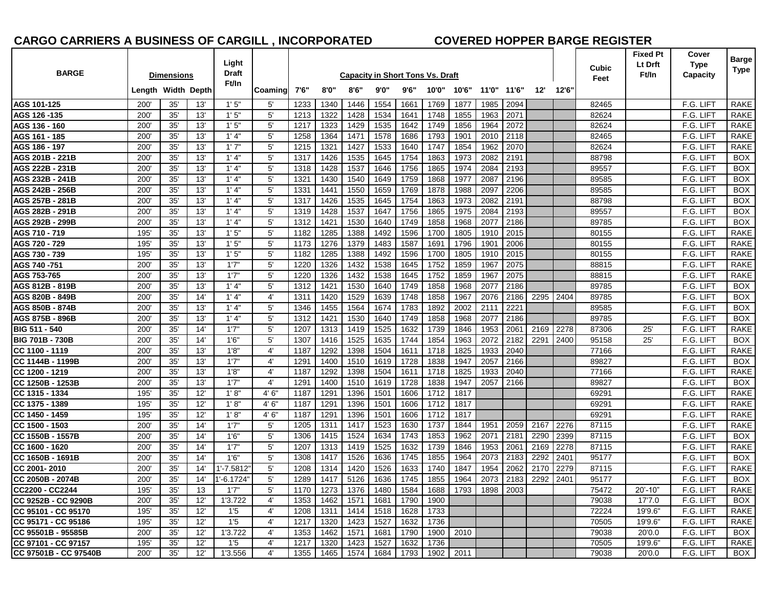## CARGO CARRIERS A BUSINESS OF CARGILL , INCORPORATED

## COVERED HOPPER BARGE REGISTER

| BARGE | Dimensions | | | Light Draft Ft/In | Coaming | Capacity in Short Tons Vs. Draft | | | | | | | | | | | Cubic Feet | Fixed Pt Lt Drft Ft/In | Cover Type Capacity | Barge Type |
|---|---|---|---|---|---|---|---|---|---|---|---|---|---|---|---|---|---|---|---|---|
| | Length | Width | Depth | | | 7'6" | 8'0" | 8'6" | 9'0" | 9'6" | 10'0" | 10'6" | 11'0" | 11'6" | 12' | 12'6" | | | | |
| AGS 101-125 | 200' | 35' | 13' | 1' 5" | 5' | 1233 | 1340 | 1446 | 1554 | 1661 | 1769 | 1877 | 1985 | 2094 | | | 82465 | | F.G. LIFT | RAKE |
| AGS 126 -135 | 200' | 35' | 13' | 1' 5" | 5' | 1213 | 1322 | 1428 | 1534 | 1641 | 1748 | 1855 | 1963 | 2071 | | | 82624 | | F.G. LIFT | RAKE |
| AGS 136 - 160 | 200' | 35' | 13' | 1' 5" | 5' | 1217 | 1323 | 1429 | 1535 | 1642 | 1749 | 1856 | 1964 | 2072 | | | 82624 | | F.G. LIFT | RAKE |
| AGS 161 - 185 | 200' | 35' | 13' | 1' 4" | 5' | 1258 | 1364 | 1471 | 1578 | 1686 | 1793 | 1901 | 2010 | 2118 | | | 82465 | | F.G. LIFT | RAKE |
| AGS 186 - 197 | 200' | 35' | 13' | 1' 7" | 5' | 1215 | 1321 | 1427 | 1533 | 1640 | 1747 | 1854 | 1962 | 2070 | | | 82624 | | F.G. LIFT | RAKE |
| AGS 201B - 221B | 200' | 35' | 13' | 1' 4" | 5' | 1317 | 1426 | 1535 | 1645 | 1754 | 1863 | 1973 | 2082 | 2191 | | | 88798 | | F.G. LIFT | BOX |
| AGS 222B - 231B | 200' | 35' | 13' | 1' 4" | 5' | 1318 | 1428 | 1537 | 1646 | 1756 | 1865 | 1974 | 2084 | 2193 | | | 89557 | | F.G. LIFT | BOX |
| AGS 232B - 241B | 200' | 35' | 13' | 1' 4" | 5' | 1321 | 1430 | 1540 | 1649 | 1759 | 1868 | 1977 | 2087 | 2196 | | | 89585 | | F.G. LIFT | BOX |
| AGS 242B - 256B | 200' | 35' | 13' | 1' 4" | 5' | 1331 | 1441 | 1550 | 1659 | 1769 | 1878 | 1988 | 2097 | 2206 | | | 89585 | | F.G. LIFT | BOX |
| AGS 257B - 281B | 200' | 35' | 13' | 1' 4" | 5' | 1317 | 1426 | 1535 | 1645 | 1754 | 1863 | 1973 | 2082 | 2191 | | | 88798 | | F.G. LIFT | BOX |
| AGS 282B - 291B | 200' | 35' | 13' | 1' 4" | 5' | 1319 | 1428 | 1537 | 1647 | 1756 | 1865 | 1975 | 2084 | 2193 | | | 89557 | | F.G. LIFT | BOX |
| AGS 292B - 299B | 200' | 35' | 13' | 1' 4" | 5' | 1312 | 1421 | 1530 | 1640 | 1749 | 1858 | 1968 | 2077 | 2186 | | | 89785 | | F.G. LIFT | BOX |
| AGS 710 - 719 | 195' | 35' | 13' | 1' 5" | 5' | 1182 | 1285 | 1388 | 1492 | 1596 | 1700 | 1805 | 1910 | 2015 | | | 80155 | | F.G. LIFT | RAKE |
| AGS 720 - 729 | 195' | 35' | 13' | 1' 5" | 5' | 1173 | 1276 | 1379 | 1483 | 1587 | 1691 | 1796 | 1901 | 2006 | | | 80155 | | F.G. LIFT | RAKE |
| AGS 730 - 739 | 195' | 35' | 13' | 1' 5" | 5' | 1182 | 1285 | 1388 | 1492 | 1596 | 1700 | 1805 | 1910 | 2015 | | | 80155 | | F.G. LIFT | RAKE |
| AGS 740 -751 | 200' | 35' | 13' | 1'7" | 5' | 1220 | 1326 | 1432 | 1538 | 1645 | 1752 | 1859 | 1967 | 2075 | | | 88815 | | F.G. LIFT | RAKE |
| AGS 753-765 | 200' | 35' | 13' | 1'7" | 5' | 1220 | 1326 | 1432 | 1538 | 1645 | 1752 | 1859 | 1967 | 2075 | | | 88815 | | F.G. LIFT | RAKE |
| AGS 812B - 819B | 200' | 35' | 13' | 1' 4" | 5' | 1312 | 1421 | 1530 | 1640 | 1749 | 1858 | 1968 | 2077 | 2186 | | | 89785 | | F.G. LIFT | BOX |
| AGS 820B - 849B | 200' | 35' | 14' | 1' 4" | 4' | 1311 | 1420 | 1529 | 1639 | 1748 | 1858 | 1967 | 2076 | 2186 | 2295 | 2404 | 89785 | | F.G. LIFT | BOX |
| AGS 850B - 874B | 200' | 35' | 13' | 1' 4" | 5' | 1346 | 1455 | 1564 | 1674 | 1783 | 1892 | 2002 | 2111 | 2221 | | | 89585 | | F.G. LIFT | BOX |
| AGS 875B - 896B | 200' | 35' | 13' | 1' 4" | 5' | 1312 | 1421 | 1530 | 1640 | 1749 | 1858 | 1968 | 2077 | 2186 | | | 89785 | | F.G. LIFT | BOX |
| BIG 511 - 540 | 200' | 35' | 14' | 1'7" | 5' | 1207 | 1313 | 1419 | 1525 | 1632 | 1739 | 1846 | 1953 | 2061 | 2169 | 2278 | 87306 | 25' | F.G. LIFT | RAKE |
| BIG 701B - 730B | 200' | 35' | 14' | 1'6" | 5' | 1307 | 1416 | 1525 | 1635 | 1744 | 1854 | 1963 | 2072 | 2182 | 2291 | 2400 | 95158 | 25' | F.G. LIFT | BOX |
| CC 1100 - 1119 | 200' | 35' | 13' | 1'8" | 4' | 1187 | 1292 | 1398 | 1504 | 1611 | 1718 | 1825 | 1933 | 2040 | | | 77166 | | F.G. LIFT | RAKE |
| CC 1144B - 1199B | 200' | 35' | 13' | 1'7" | 4' | 1291 | 1400 | 1510 | 1619 | 1728 | 1838 | 1947 | 2057 | 2166 | | | 89827 | | F.G. LIFT | BOX |
| CC 1200 - 1219 | 200' | 35' | 13' | 1'8" | 4' | 1187 | 1292 | 1398 | 1504 | 1611 | 1718 | 1825 | 1933 | 2040 | | | 77166 | | F.G. LIFT | RAKE |
| CC 1250B - 1253B | 200' | 35' | 13' | 1'7" | 4' | 1291 | 1400 | 1510 | 1619 | 1728 | 1838 | 1947 | 2057 | 2166 | | | 89827 | | F.G. LIFT | BOX |
| CC 1315 - 1334 | 195' | 35' | 12' | 1' 8" | 4' 6" | 1187 | 1291 | 1396 | 1501 | 1606 | 1712 | 1817 | | | | | 69291 | | F.G. LIFT | RAKE |
| CC 1375 - 1389 | 195' | 35' | 12' | 1' 8" | 4' 6" | 1187 | 1291 | 1396 | 1501 | 1606 | 1712 | 1817 | | | | | 69291 | | F.G. LIFT | RAKE |
| CC 1450 - 1459 | 195' | 35' | 12' | 1' 8" | 4' 6" | 1187 | 1291 | 1396 | 1501 | 1606 | 1712 | 1817 | | | | | 69291 | | F.G. LIFT | RAKE |
| CC 1500 - 1503 | 200' | 35' | 14' | 1'7" | 5' | 1205 | 1311 | 1417 | 1523 | 1630 | 1737 | 1844 | 1951 | 2059 | 2167 | 2276 | 87115 | | F.G. LIFT | RAKE |
| CC 1550B - 1557B | 200' | 35' | 14' | 1'6" | 5' | 1306 | 1415 | 1524 | 1634 | 1743 | 1853 | 1962 | 2071 | 2181 | 2290 | 2399 | 87115 | | F.G. LIFT | BOX |
| CC 1600 - 1620 | 200' | 35' | 14' | 1'7" | 5' | 1207 | 1313 | 1419 | 1525 | 1632 | 1739 | 1846 | 1953 | 2061 | 2169 | 2278 | 87115 | | F.G. LIFT | RAKE |
| CC 1650B - 1691B | 200' | 35' | 14' | 1'6" | 5' | 1308 | 1417 | 1526 | 1636 | 1745 | 1855 | 1964 | 2073 | 2183 | 2292 | 2401 | 95177 | | F.G. LIFT | BOX |
| CC 2001- 2010 | 200' | 35' | 14' | 1'-7.5812" | 5' | 1208 | 1314 | 1420 | 1526 | 1633 | 1740 | 1847 | 1954 | 2062 | 2170 | 2279 | 87115 | | F.G. LIFT | RAKE |
| CC 2050B - 2074B | 200' | 35' | 14' | 1'-6.1724" | 5' | 1289 | 1417 | 5126 | 1636 | 1745 | 1855 | 1964 | 2073 | 2183 | 2292 | 2401 | 95177 | | F.G. LIFT | BOX |
| CC2200 - CC2244 | 195' | 35' | 13 | 1'7" | 5' | 1170 | 1273 | 1376 | 1480 | 1584 | 1688 | 1793 | 1898 | 2003 | | | 75472 | 20'-10" | F.G. LIFT | RAKE |
| CC 9252B - CC 9290B | 200' | 35' | 12' | 1'3.722 | 4' | 1353 | 1462 | 1571 | 1681 | 1790 | 1900 | | | | | | 79038 | 17'7.0 | F.G. LIFT | BOX |
| CC 95101 - CC 95170 | 195' | 35' | 12' | 1'5 | 4' | 1208 | 1311 | 1414 | 1518 | 1628 | 1733 | | | | | | 72224 | 19'9.6" | F.G. LIFT | RAKE |
| CC 95171 - CC 95186 | 195' | 35' | 12' | 1'5 | 4' | 1217 | 1320 | 1423 | 1527 | 1632 | 1736 | | | | | | 70505 | 19'9.6" | F.G. LIFT | RAKE |
| CC 95501B - 95585B | 200' | 35' | 12' | 1'3.722 | 4' | 1353 | 1462 | 1571 | 1681 | 1790 | 1900 | 2010 | | | | | 79038 | 20'0.0 | F.G. LIFT | BOX |
| CC 97101 - CC 97157 | 195' | 35' | 12' | 1'5 | 4' | 1217 | 1320 | 1423 | 1527 | 1632 | 1736 | | | | | | 70505 | 19'9.6" | F.G. LIFT | RAKE |
| CC 97501B - CC 97540B | 200' | 35' | 12' | 1'3.556 | 4' | 1355 | 1465 | 1574 | 1684 | 1793 | 1902 | 2011 | | | | | 79038 | 20'0.0 | F.G. LIFT | BOX |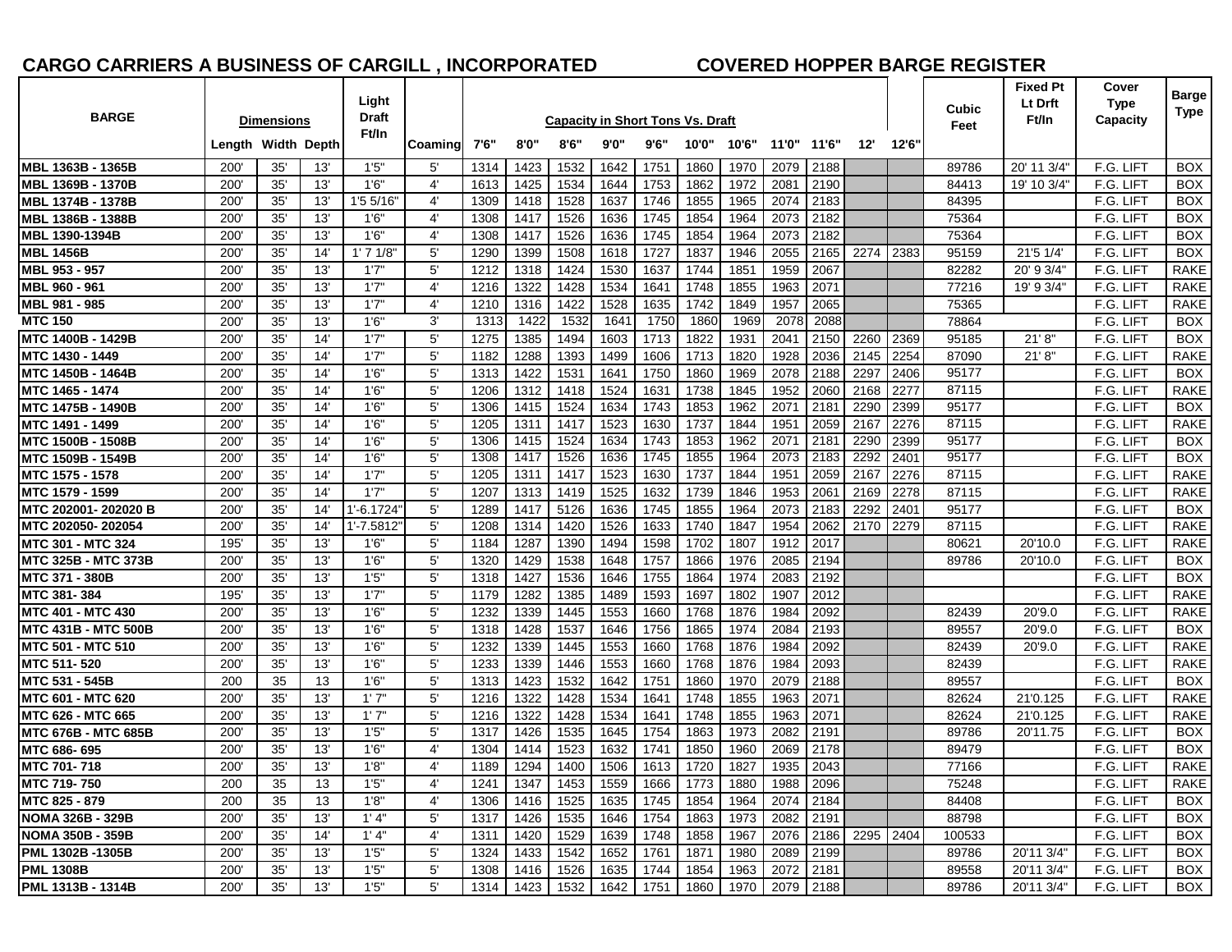**CARGO CARRIERS A BUSINESS OF CARGILL , INCORPORATED** **COVERED HOPPER BARGE REGISTER**

| BARGE | Dimensions | | | Light Draft Ft/In | Coaming | Capacity in Short Tons Vs. Draft | | | | | | | | | | | Cubic Feet | Fixed Pt Lt Drft Ft/In | Cover Type Capacity | Barge Type |
|---|---|---|---|---|---|---|---|---|---|---|---|---|---|---|---|---|---|---|---|---|
| | Length | Width | Depth | | | 7'6" | 8'0" | 8'6" | 9'0" | 9'6" | 10'0" | 10'6" | 11'0" | 11'6" | 12' | 12'6" | | | | |
| MBL 1363B - 1365B | 200' | 35' | 13' | 1'5" | 5' | 1314 | 1423 | 1532 | 1642 | 1751 | 1860 | 1970 | 2079 | 2188 | | | 89786 | 20' 11 3/4" | F.G. LIFT | BOX |
| MBL 1369B - 1370B | 200' | 35' | 13' | 1'6" | 4' | 1613 | 1425 | 1534 | 1644 | 1753 | 1862 | 1972 | 2081 | 2190 | | | 84413 | 19' 10 3/4" | F.G. LIFT | BOX |
| MBL 1374B - 1378B | 200' | 35' | 13' | 1'5 5/16" | 4' | 1309 | 1418 | 1528 | 1637 | 1746 | 1855 | 1965 | 2074 | 2183 | | | 84395 | | F.G. LIFT | BOX |
| MBL 1386B - 1388B | 200' | 35' | 13' | 1'6" | 4' | 1308 | 1417 | 1526 | 1636 | 1745 | 1854 | 1964 | 2073 | 2182 | | | 75364 | | F.G. LIFT | BOX |
| MBL 1390-1394B | 200' | 35' | 13' | 1'6" | 4' | 1308 | 1417 | 1526 | 1636 | 1745 | 1854 | 1964 | 2073 | 2182 | | | 75364 | | F.G. LIFT | BOX |
| MBL 1456B | 200' | 35' | 14' | 1' 7 1/8" | 5' | 1290 | 1399 | 1508 | 1618 | 1727 | 1837 | 1946 | 2055 | 2165 | 2274 | 2383 | 95159 | 21'5 1/4' | F.G. LIFT | BOX |
| MBL 953 - 957 | 200' | 35' | 13' | 1'7" | 5' | 1212 | 1318 | 1424 | 1530 | 1637 | 1744 | 1851 | 1959 | 2067 | | | 82282 | 20' 9 3/4" | F.G. LIFT | RAKE |
| MBL 960 - 961 | 200' | 35' | 13' | 1'7" | 4' | 1216 | 1322 | 1428 | 1534 | 1641 | 1748 | 1855 | 1963 | 2071 | | | 77216 | 19' 9 3/4" | F.G. LIFT | RAKE |
| MBL 981 - 985 | 200' | 35' | 13' | 1'7" | 4' | 1210 | 1316 | 1422 | 1528 | 1635 | 1742 | 1849 | 1957 | 2065 | | | 75365 | | F.G. LIFT | RAKE |
| MTC 150 | 200' | 35' | 13' | 1'6" | 3' | 1313 | 1422 | 1532 | 1641 | 1750 | 1860 | 1969 | 2078 | 2088 | | | 78864 | | F.G. LIFT | BOX |
| MTC 1400B - 1429B | 200' | 35' | 14' | 1'7" | 5' | 1275 | 1385 | 1494 | 1603 | 1713 | 1822 | 1931 | 2041 | 2150 | 2260 | 2369 | 95185 | 21' 8" | F.G. LIFT | BOX |
| MTC 1430 - 1449 | 200' | 35' | 14' | 1'7" | 5' | 1182 | 1288 | 1393 | 1499 | 1606 | 1713 | 1820 | 1928 | 2036 | 2145 | 2254 | 87090 | 21' 8" | F.G. LIFT | RAKE |
| MTC 1450B - 1464B | 200' | 35' | 14' | 1'6" | 5' | 1313 | 1422 | 1531 | 1641 | 1750 | 1860 | 1969 | 2078 | 2188 | 2297 | 2406 | 95177 | | F.G. LIFT | BOX |
| MTC 1465 - 1474 | 200' | 35' | 14' | 1'6" | 5' | 1206 | 1312 | 1418 | 1524 | 1631 | 1738 | 1845 | 1952 | 2060 | 2168 | 2277 | 87115 | | F.G. LIFT | RAKE |
| MTC 1475B - 1490B | 200' | 35' | 14' | 1'6" | 5' | 1306 | 1415 | 1524 | 1634 | 1743 | 1853 | 1962 | 2071 | 2181 | 2290 | 2399 | 95177 | | F.G. LIFT | BOX |
| MTC 1491 - 1499 | 200' | 35' | 14' | 1'6" | 5' | 1205 | 1311 | 1417 | 1523 | 1630 | 1737 | 1844 | 1951 | 2059 | 2167 | 2276 | 87115 | | F.G. LIFT | RAKE |
| MTC 1500B - 1508B | 200' | 35' | 14' | 1'6" | 5' | 1306 | 1415 | 1524 | 1634 | 1743 | 1853 | 1962 | 2071 | 2181 | 2290 | 2399 | 95177 | | F.G. LIFT | BOX |
| MTC 1509B - 1549B | 200' | 35' | 14' | 1'6" | 5' | 1308 | 1417 | 1526 | 1636 | 1745 | 1855 | 1964 | 2073 | 2183 | 2292 | 2401 | 95177 | | F.G. LIFT | BOX |
| MTC 1575 - 1578 | 200' | 35' | 14' | 1'7" | 5' | 1205 | 1311 | 1417 | 1523 | 1630 | 1737 | 1844 | 1951 | 2059 | 2167 | 2276 | 87115 | | F.G. LIFT | RAKE |
| MTC 1579 - 1599 | 200' | 35' | 14' | 1'7" | 5' | 1207 | 1313 | 1419 | 1525 | 1632 | 1739 | 1846 | 1953 | 2061 | 2169 | 2278 | 87115 | | F.G. LIFT | RAKE |
| MTC 202001- 202020 B | 200' | 35' | 14' | 1'-6.1724" | 5' | 1289 | 1417 | 5126 | 1636 | 1745 | 1855 | 1964 | 2073 | 2183 | 2292 | 2401 | 95177 | | F.G. LIFT | BOX |
| MTC 202050- 202054 | 200' | 35' | 14' | 1'-7.5812" | 5' | 1208 | 1314 | 1420 | 1526 | 1633 | 1740 | 1847 | 1954 | 2062 | 2170 | 2279 | 87115 | | F.G. LIFT | RAKE |
| MTC 301 - MTC 324 | 195' | 35' | 13' | 1'6" | 5' | 1184 | 1287 | 1390 | 1494 | 1598 | 1702 | 1807 | 1912 | 2017 | | | 80621 | 20'10.0 | F.G. LIFT | RAKE |
| MTC 325B - MTC 373B | 200' | 35' | 13' | 1'6" | 5' | 1320 | 1429 | 1538 | 1648 | 1757 | 1866 | 1976 | 2085 | 2194 | | | 89786 | 20'10.0 | F.G. LIFT | BOX |
| MTC 371 - 380B | 200' | 35' | 13' | 1'5" | 5' | 1318 | 1427 | 1536 | 1646 | 1755 | 1864 | 1974 | 2083 | 2192 | | | | | F.G. LIFT | BOX |
| MTC 381- 384 | 195' | 35' | 13' | 1'7" | 5' | 1179 | 1282 | 1385 | 1489 | 1593 | 1697 | 1802 | 1907 | 2012 | | | | | F.G. LIFT | RAKE |
| MTC 401 - MTC 430 | 200' | 35' | 13' | 1'6" | 5' | 1232 | 1339 | 1445 | 1553 | 1660 | 1768 | 1876 | 1984 | 2092 | | | 82439 | 20'9.0 | F.G. LIFT | RAKE |
| MTC 431B - MTC 500B | 200' | 35' | 13' | 1'6" | 5' | 1318 | 1428 | 1537 | 1646 | 1756 | 1865 | 1974 | 2084 | 2193 | | | 89557 | 20'9.0 | F.G. LIFT | BOX |
| MTC 501 - MTC 510 | 200' | 35' | 13' | 1'6" | 5' | 1232 | 1339 | 1445 | 1553 | 1660 | 1768 | 1876 | 1984 | 2092 | | | 82439 | 20'9.0 | F.G. LIFT | RAKE |
| MTC 511- 520 | 200' | 35' | 13' | 1'6" | 5' | 1233 | 1339 | 1446 | 1553 | 1660 | 1768 | 1876 | 1984 | 2093 | | | 82439 | | F.G. LIFT | RAKE |
| MTC 531 - 545B | 200 | 35 | 13 | 1'6" | 5' | 1313 | 1423 | 1532 | 1642 | 1751 | 1860 | 1970 | 2079 | 2188 | | | 89557 | | F.G. LIFT | BOX |
| MTC 601 - MTC 620 | 200' | 35' | 13' | 1' 7" | 5' | 1216 | 1322 | 1428 | 1534 | 1641 | 1748 | 1855 | 1963 | 2071 | | | 82624 | 21'0.125 | F.G. LIFT | RAKE |
| MTC 626 - MTC 665 | 200' | 35' | 13' | 1' 7" | 5' | 1216 | 1322 | 1428 | 1534 | 1641 | 1748 | 1855 | 1963 | 2071 | | | 82624 | 21'0.125 | F.G. LIFT | RAKE |
| MTC 676B - MTC 685B | 200' | 35' | 13' | 1'5" | 5' | 1317 | 1426 | 1535 | 1645 | 1754 | 1863 | 1973 | 2082 | 2191 | | | 89786 | 20'11.75 | F.G. LIFT | BOX |
| MTC 686- 695 | 200' | 35' | 13' | 1'6" | 4' | 1304 | 1414 | 1523 | 1632 | 1741 | 1850 | 1960 | 2069 | 2178 | | | 89479 | | F.G. LIFT | BOX |
| MTC 701- 718 | 200' | 35' | 13' | 1'8" | 4' | 1189 | 1294 | 1400 | 1506 | 1613 | 1720 | 1827 | 1935 | 2043 | | | 77166 | | F.G. LIFT | RAKE |
| MTC 719- 750 | 200 | 35 | 13 | 1'5" | 4' | 1241 | 1347 | 1453 | 1559 | 1666 | 1773 | 1880 | 1988 | 2096 | | | 75248 | | F.G. LIFT | RAKE |
| MTC 825 - 879 | 200 | 35 | 13 | 1'8" | 4' | 1306 | 1416 | 1525 | 1635 | 1745 | 1854 | 1964 | 2074 | 2184 | | | 84408 | | F.G. LIFT | BOX |
| NOMA 326B - 329B | 200' | 35' | 13' | 1' 4" | 5' | 1317 | 1426 | 1535 | 1646 | 1754 | 1863 | 1973 | 2082 | 2191 | | | 88798 | | F.G. LIFT | BOX |
| NOMA 350B - 359B | 200' | 35' | 14' | 1' 4" | 4' | 1311 | 1420 | 1529 | 1639 | 1748 | 1858 | 1967 | 2076 | 2186 | 2295 | 2404 | 100533 | | F.G. LIFT | BOX |
| PML 1302B -1305B | 200' | 35' | 13' | 1'5" | 5' | 1324 | 1433 | 1542 | 1652 | 1761 | 1871 | 1980 | 2089 | 2199 | | | 89786 | 20'11 3/4" | F.G. LIFT | BOX |
| PML 1308B | 200' | 35' | 13' | 1'5" | 5' | 1308 | 1416 | 1526 | 1635 | 1744 | 1854 | 1963 | 2072 | 2181 | | | 89558 | 20'11 3/4" | F.G. LIFT | BOX |
| PML 1313B - 1314B | 200' | 35' | 13' | 1'5" | 5' | 1314 | 1423 | 1532 | 1642 | 1751 | 1860 | 1970 | 2079 | 2188 | | | 89786 | 20'11 3/4" | F.G. LIFT | BOX |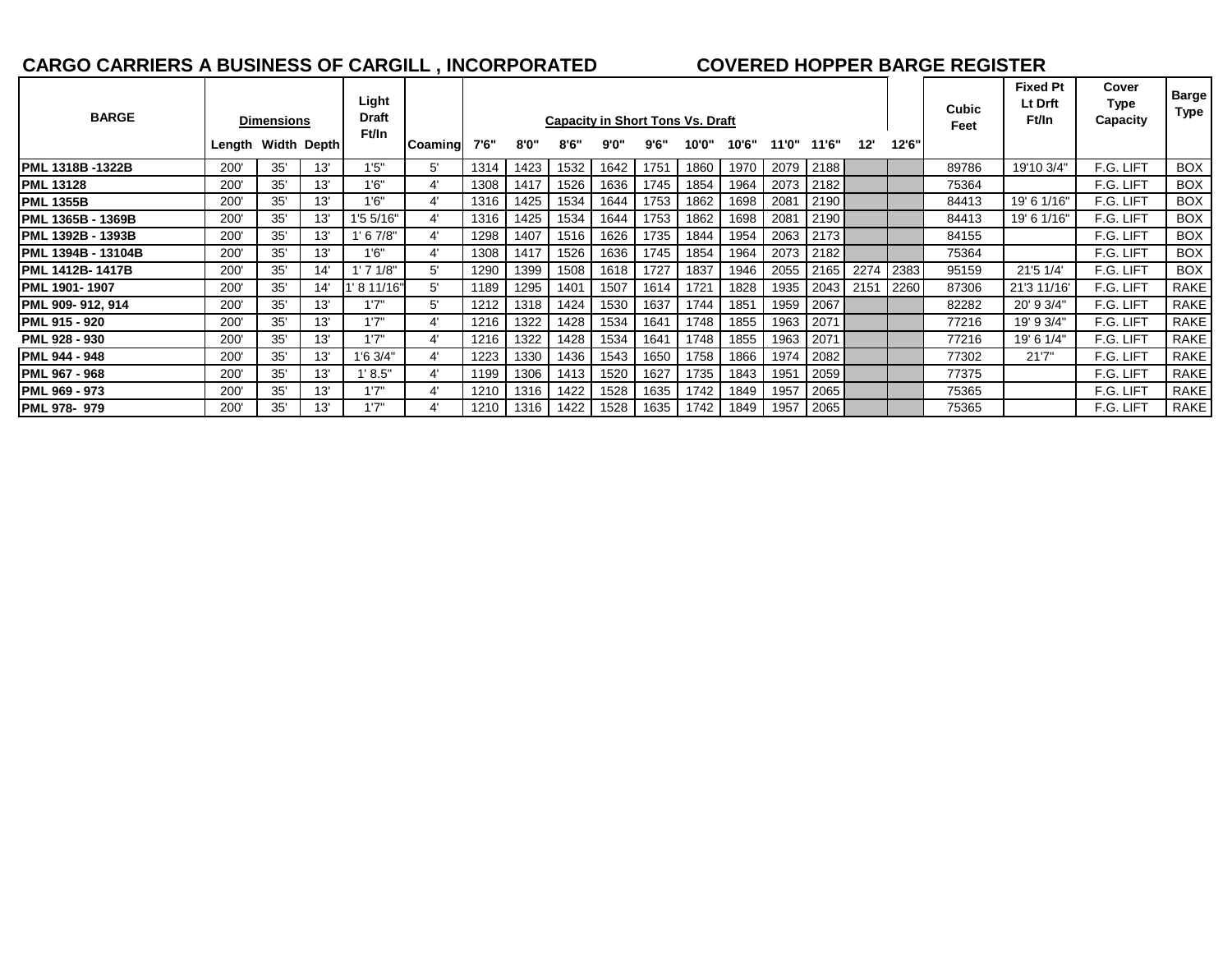**CARGO CARRIERS A BUSINESS OF CARGILL , INCORPORATED** **COVERED HOPPER BARGE REGISTER**

| BARGE | Dimensions | | | Light Draft Ft/In | Coaming | Capacity in Short Tons Vs. Draft | | | | | | | | | | | Cubic Feet | Fixed Pt Lt Drft Ft/In | Cover Type Capacity | Barge Type |
|---|---|---|---|---|---|---|---|---|---|---|---|---|---|---|---|---|---|---|---|---|
| | Length | Width | Depth | | | 7'6" | 8'0" | 8'6" | 9'0" | 9'6" | 10'0" | 10'6" | 11'0" | 11'6" | 12' | 12'6" | | | | |
| PML 1318B -1322B | 200' | 35' | 13' | 1'5" | 5' | 1314 | 1423 | 1532 | 1642 | 1751 | 1860 | 1970 | 2079 | 2188 | | | 89786 | 19'10 3/4" | F.G. LIFT | BOX |
| PML 13128 | 200' | 35' | 13' | 1'6" | 4' | 1308 | 1417 | 1526 | 1636 | 1745 | 1854 | 1964 | 2073 | 2182 | | | 75364 | | F.G. LIFT | BOX |
| PML 1355B | 200' | 35' | 13' | 1'6" | 4' | 1316 | 1425 | 1534 | 1644 | 1753 | 1862 | 1698 | 2081 | 2190 | | | 84413 | 19' 6 1/16" | F.G. LIFT | BOX |
| PML 1365B - 1369B | 200' | 35' | 13' | 1'5 5/16" | 4' | 1316 | 1425 | 1534 | 1644 | 1753 | 1862 | 1698 | 2081 | 2190 | | | 84413 | 19' 6 1/16" | F.G. LIFT | BOX |
| PML 1392B - 1393B | 200' | 35' | 13' | 1' 6 7/8" | 4' | 1298 | 1407 | 1516 | 1626 | 1735 | 1844 | 1954 | 2063 | 2173 | | | 84155 | | F.G. LIFT | BOX |
| PML 1394B - 13104B | 200' | 35' | 13' | 1'6" | 4' | 1308 | 1417 | 1526 | 1636 | 1745 | 1854 | 1964 | 2073 | 2182 | | | 75364 | | F.G. LIFT | BOX |
| PML 1412B- 1417B | 200' | 35' | 14' | 1' 7 1/8" | 5' | 1290 | 1399 | 1508 | 1618 | 1727 | 1837 | 1946 | 2055 | 2165 | 2274 | 2383 | 95159 | 21'5 1/4' | F.G. LIFT | BOX |
| PML 1901- 1907 | 200' | 35' | 14' | 1' 8 11/16" | 5' | 1189 | 1295 | 1401 | 1507 | 1614 | 1721 | 1828 | 1935 | 2043 | 2151 | 2260 | 87306 | 21'3 11/16' | F.G. LIFT | RAKE |
| PML 909- 912, 914 | 200' | 35' | 13' | 1'7" | 5' | 1212 | 1318 | 1424 | 1530 | 1637 | 1744 | 1851 | 1959 | 2067 | | | 82282 | 20' 9 3/4" | F.G. LIFT | RAKE |
| PML 915 - 920 | 200' | 35' | 13' | 1'7" | 4' | 1216 | 1322 | 1428 | 1534 | 1641 | 1748 | 1855 | 1963 | 2071 | | | 77216 | 19' 9 3/4" | F.G. LIFT | RAKE |
| PML 928 - 930 | 200' | 35' | 13' | 1'7" | 4' | 1216 | 1322 | 1428 | 1534 | 1641 | 1748 | 1855 | 1963 | 2071 | | | 77216 | 19' 6 1/4" | F.G. LIFT | RAKE |
| PML 944 - 948 | 200' | 35' | 13' | 1'6 3/4" | 4' | 1223 | 1330 | 1436 | 1543 | 1650 | 1758 | 1866 | 1974 | 2082 | | | 77302 | 21'7" | F.G. LIFT | RAKE |
| PML 967 - 968 | 200' | 35' | 13' | 1' 8.5" | 4' | 1199 | 1306 | 1413 | 1520 | 1627 | 1735 | 1843 | 1951 | 2059 | | | 77375 | | F.G. LIFT | RAKE |
| PML 969 - 973 | 200' | 35' | 13' | 1'7" | 4' | 1210 | 1316 | 1422 | 1528 | 1635 | 1742 | 1849 | 1957 | 2065 | | | 75365 | | F.G. LIFT | RAKE |
| PML 978- 979 | 200' | 35' | 13' | 1'7" | 4' | 1210 | 1316 | 1422 | 1528 | 1635 | 1742 | 1849 | 1957 | 2065 | | | 75365 | | F.G. LIFT | RAKE |